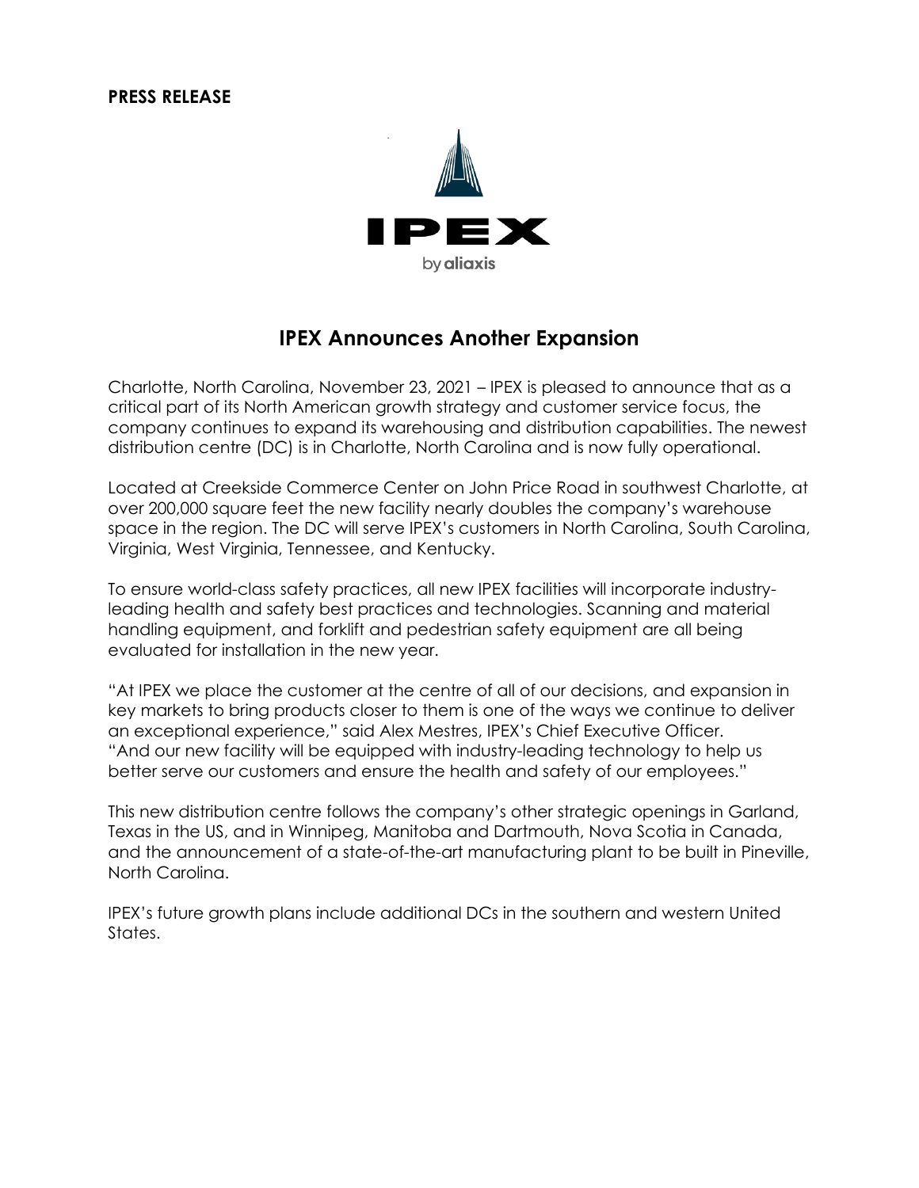**PRESS RELEASE**

IPEX

by aliaxis

## IPEX Announces Another Expansion

Charlotte, North Carolina, November 23, 2021 – IPEX is pleased to announce that as a critical part of its North American growth strategy and customer service focus, the company continues to expand its warehousing and distribution capabilities. The newest distribution centre (DC) is in Charlotte, North Carolina and is now fully operational.

Located at Creekside Commerce Center on John Price Road in southwest Charlotte, at over 200,000 square feet the new facility nearly doubles the company's warehouse space in the region. The DC will serve IPEX's customers in North Carolina, South Carolina, Virginia, West Virginia, Tennessee, and Kentucky.

To ensure world-class safety practices, all new IPEX facilities will incorporate industry-leading health and safety best practices and technologies. Scanning and material handling equipment, and forklift and pedestrian safety equipment are all being evaluated for installation in the new year.

"At IPEX we place the customer at the centre of all of our decisions, and expansion in key markets to bring products closer to them is one of the ways we continue to deliver an exceptional experience," said Alex Mestres, IPEX's Chief Executive Officer. "And our new facility will be equipped with industry-leading technology to help us better serve our customers and ensure the health and safety of our employees."

This new distribution centre follows the company's other strategic openings in Garland, Texas in the US, and in Winnipeg, Manitoba and Dartmouth, Nova Scotia in Canada, and the announcement of a state-of-the-art manufacturing plant to be built in Pineville, North Carolina.

IPEX's future growth plans include additional DCs in the southern and western United States.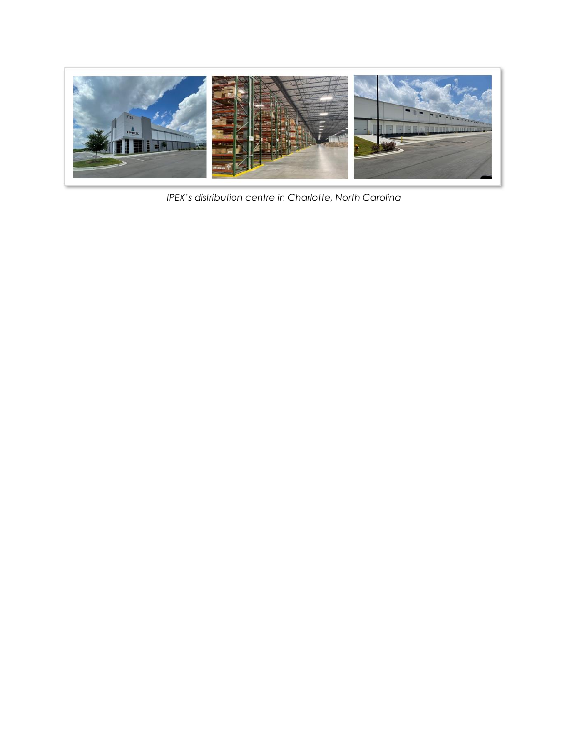*IPEX's distribution centre in Charlotte, North Carolina*